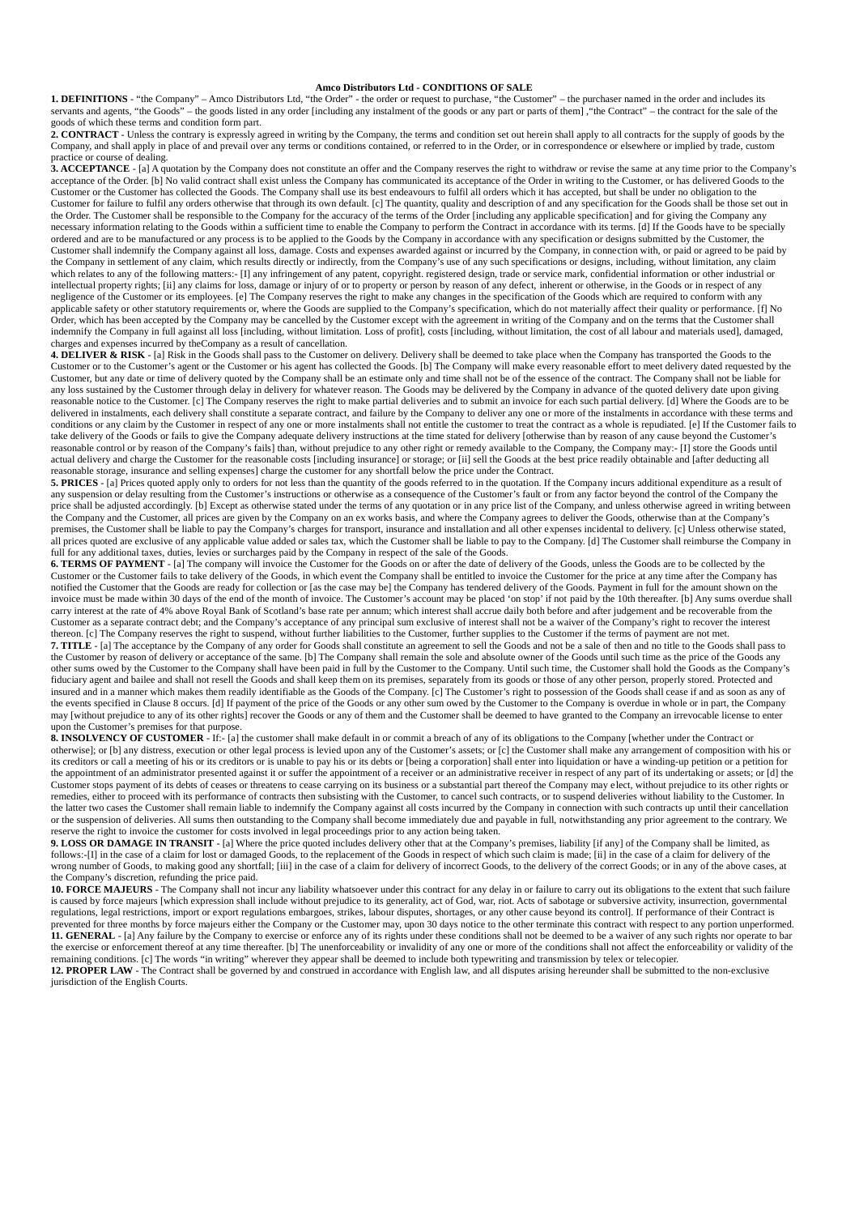# Amco Distributors Ltd - CONDITIONS OF SALE

**1. DEFINITIONS** - "the Company" – Amco Distributors Ltd, "the Order" - the order or request to purchase, "the Customer" – the purchaser named in the order and includes its servants and agents, "the Goods" – the goods listed in any order [including any instalment of the goods or any part or parts of them] ,"the Contract" – the contract for the sale of the goods of which these terms and condition form part.

**2. CONTRACT** - Unless the contrary is expressly agreed in writing by the Company, the terms and condition set out herein shall apply to all contracts for the supply of goods by the Company, and shall apply in place of and prevail over any terms or conditions contained, or referred to in the Order, or in correspondence or elsewhere or implied by trade, custom practice or course of dealing.

**3. ACCEPTANCE** - [a] A quotation by the Company does not constitute an offer and the Company reserves the right to withdraw or revise the same at any time prior to the Company's acceptance of the Order. [b] No valid contract shall exist unless the Company has communicated its acceptance of the Order in writing to the Customer, or has delivered Goods to the Customer or the Customer has collected the Goods. The Company shall use its best endeavours to fulfil all orders which it has accepted, but shall be under no obligation to the Customer for failure to fulfil any orders otherwise that through its own default. [c] The quantity, quality and description of and any specification for the Goods shall be those set out in the Order. The Customer shall be responsible to the Company for the accuracy of the terms of the Order [including any applicable specification] and for giving the Company any necessary information relating to the Goods within a sufficient time to enable the Company to perform the Contract in accordance with its terms. [d] If the Goods have to be specially ordered and are to be manufactured or any process is to be applied to the Goods by the Company in accordance with any specification or designs submitted by the Customer, the Customer shall indemnify the Company against all loss, damage. Costs and expenses awarded against or incurred by the Company, in connection with, or paid or agreed to be paid by the Company in settlement of any claim, which results directly or indirectly, from the Company's use of any such specifications or designs, including, without limitation, any claim which relates to any of the following matters:- [I] any infringement of any patent, copyright. registered design, trade or service mark, confidential information or other industrial or intellectual property rights; [ii] any claims for loss, damage or injury of or to property or person by reason of any defect, inherent or otherwise, in the Goods or in respect of any negligence of the Customer or its employees. [e] The Company reserves the right to make any changes in the specification of the Goods which are required to conform with any applicable safety or other statutory requirements or, where the Goods are supplied to the Company's specification, which do not materially affect their quality or performance. [f] No Order, which has been accepted by the Company may be cancelled by the Customer except with the agreement in writing of the Company and on the terms that the Customer shall indemnify the Company in full against all loss [including, without limitation. Loss of profit], costs [including, without limitation, the cost of all labour and materials used], damaged, charges and expenses incurred by theCompany as a result of cancellation.

**4. DELIVER & RISK** - [a] Risk in the Goods shall pass to the Customer on delivery. Delivery shall be deemed to take place when the Company has transported the Goods to the Customer or to the Customer's agent or the Customer or his agent has collected the Goods. [b] The Company will make every reasonable effort to meet delivery dated requested by the Customer, but any date or time of delivery quoted by the Company shall be an estimate only and time shall not be of the essence of the contract. The Company shall not be liable for any loss sustained by the Customer through delay in delivery for whatever reason. The Goods may be delivered by the Company in advance of the quoted delivery date upon giving reasonable notice to the Customer. [c] The Company reserves the right to make partial deliveries and to submit an invoice for each such partial delivery. [d] Where the Goods are to be delivered in instalments, each delivery shall constitute a separate contract, and failure by the Company to deliver any one or more of the instalments in accordance with these terms and conditions or any claim by the Customer in respect of any one or more instalments shall not entitle the customer to treat the contract as a whole is repudiated. [e] If the Customer fails to take delivery of the Goods or fails to give the Company adequate delivery instructions at the time stated for delivery [otherwise than by reason of any cause beyond the Customer's reasonable control or by reason of the Company's fails] than, without prejudice to any other right or remedy available to the Company, the Company may:- [I] store the Goods until actual delivery and charge the Customer for the reasonable costs [including insurance] or storage; or [ii] sell the Goods at the best price readily obtainable and [after deducting all reasonable storage, insurance and selling expenses] charge the customer for any shortfall below the price under the Contract.

**5. PRICES** - [a] Prices quoted apply only to orders for not less than the quantity of the goods referred to in the quotation. If the Company incurs additional expenditure as a result of any suspension or delay resulting from the Customer's instructions or otherwise as a consequence of the Customer's fault or from any factor beyond the control of the Company the price shall be adjusted accordingly. [b] Except as otherwise stated under the terms of any quotation or in any price list of the Company, and unless otherwise agreed in writing between the Company and the Customer, all prices are given by the Company on an ex works basis, and where the Company agrees to deliver the Goods, otherwise than at the Company's premises, the Customer shall be liable to pay the Company's charges for transport, insurance and installation and all other expenses incidental to delivery. [c] Unless otherwise stated, all prices quoted are exclusive of any applicable value added or sales tax, which the Customer shall be liable to pay to the Company. [d] The Customer shall reimburse the Company in full for any additional taxes, duties, levies or surcharges paid by the Company in respect of the sale of the Goods.

**6. TERMS OF PAYMENT** - [a] The company will invoice the Customer for the Goods on or after the date of delivery of the Goods, unless the Goods are to be collected by the Customer or the Customer fails to take delivery of the Goods, in which event the Company shall be entitled to invoice the Customer for the price at any time after the Company has notified the Customer that the Goods are ready for collection or [as the case may be] the Company has tendered delivery of the Goods. Payment in full for the amount shown on the invoice must be made within 30 days of the end of the month of invoice. The Customer's account may be placed 'on stop' if not paid by the 10th thereafter. [b] Any sums overdue shall carry interest at the rate of 4% above Royal Bank of Scotland's base rate per annum; which interest shall accrue daily both before and after judgement and be recoverable from the Customer as a separate contract debt; and the Company's acceptance of any principal sum exclusive of interest shall not be a waiver of the Company's right to recover the interest thereon. [c] The Company reserves the right to suspend, without further liabilities to the Customer, further supplies to the Customer if the terms of payment are not met.

**7. TITLE** - [a] The acceptance by the Company of any order for Goods shall constitute an agreement to sell the Goods and not be a sale of then and no title to the Goods shall pass to the Customer by reason of delivery or acceptance of the same. [b] The Company shall remain the sole and absolute owner of the Goods until such time as the price of the Goods any other sums owed by the Customer to the Company shall have been paid in full by the Customer to the Company. Until such time, the Customer shall hold the Goods as the Company's fiduciary agent and bailee and shall not resell the Goods and shall keep them on its premises, separately from its goods or those of any other person, properly stored. Protected and insured and in a manner which makes them readily identifiable as the Goods of the Company. [c] The Customer's right to possession of the Goods shall cease if and as soon as any of the events specified in Clause 8 occurs. [d] If payment of the price of the Goods or any other sum owed by the Customer to the Company is overdue in whole or in part, the Company may [without prejudice to any of its other rights] recover the Goods or any of them and the Customer shall be deemed to have granted to the Company an irrevocable license to enter upon the Customer's premises for that purpose.

**8. INSOLVENCY OF CUSTOMER** - If:- [a] the customer shall make default in or commit a breach of any of its obligations to the Company [whether under the Contract or otherwise]; or [b] any distress, execution or other legal process is levied upon any of the Customer's assets; or [c] the Customer shall make any arrangement of composition with his or its creditors or call a meeting of his or its creditors or is unable to pay his or its debts or [being a corporation] shall enter into liquidation or have a winding-up petition or a petition for the appointment of an administrator presented against it or suffer the appointment of a receiver or an administrative receiver in respect of any part of its undertaking or assets; or [d] the Customer stops payment of its debts of ceases or threatens to cease carrying on its business or a substantial part thereof the Company may elect, without prejudice to its other rights or remedies, either to proceed with its performance of contracts then subsisting with the Customer, to cancel such contracts, or to suspend deliveries without liability to the Customer. In the latter two cases the Customer shall remain liable to indemnify the Company against all costs incurred by the Company in connection with such contracts up until their cancellation or the suspension of deliveries. All sums then outstanding to the Company shall become immediately due and payable in full, notwithstanding any prior agreement to the contrary. We reserve the right to invoice the customer for costs involved in legal proceedings prior to any action being taken.

**9. LOSS OR DAMAGE IN TRANSIT** - [a] Where the price quoted includes delivery other that at the Company's premises, liability [if any] of the Company shall be limited, as follows:-[I] in the case of a claim for lost or damaged Goods, to the replacement of the Goods in respect of which such claim is made; [ii] in the case of a claim for delivery of the wrong number of Goods, to making good any shortfall; [iii] in the case of a claim for delivery of incorrect Goods, to the delivery of the correct Goods; or in any of the above cases, at the Company's discretion, refunding the price paid.

**10. FORCE MAJEURS** - The Company shall not incur any liability whatsoever under this contract for any delay in or failure to carry out its obligations to the extent that such failure is caused by force majeurs [which expression shall include without prejudice to its generality, act of God, war, riot. Acts of sabotage or subversive activity, insurrection, governmental regulations, legal restrictions, import or export regulations embargoes, strikes, labour disputes, shortages, or any other cause beyond its control]. If performance of their Contract is prevented for three months by force majeurs either the Company or the Customer may, upon 30 days notice to the other terminate this contract with respect to any portion unperformed.

**11. GENERAL** - [a] Any failure by the Company to exercise or enforce any of its rights under these conditions shall not be deemed to be a waiver of any such rights nor operate to bar the exercise or enforcement thereof at any time thereafter. [b] The unenforceability or invalidity of any one or more of the conditions shall not affect the enforceability or validity of the remaining conditions. [c] The words "in writing" wherever they appear shall be deemed to include both typewriting and transmission by telex or telecopier.

**12. PROPER LAW** - The Contract shall be governed by and construed in accordance with English law, and all disputes arising hereunder shall be submitted to the non-exclusive jurisdiction of the English Courts.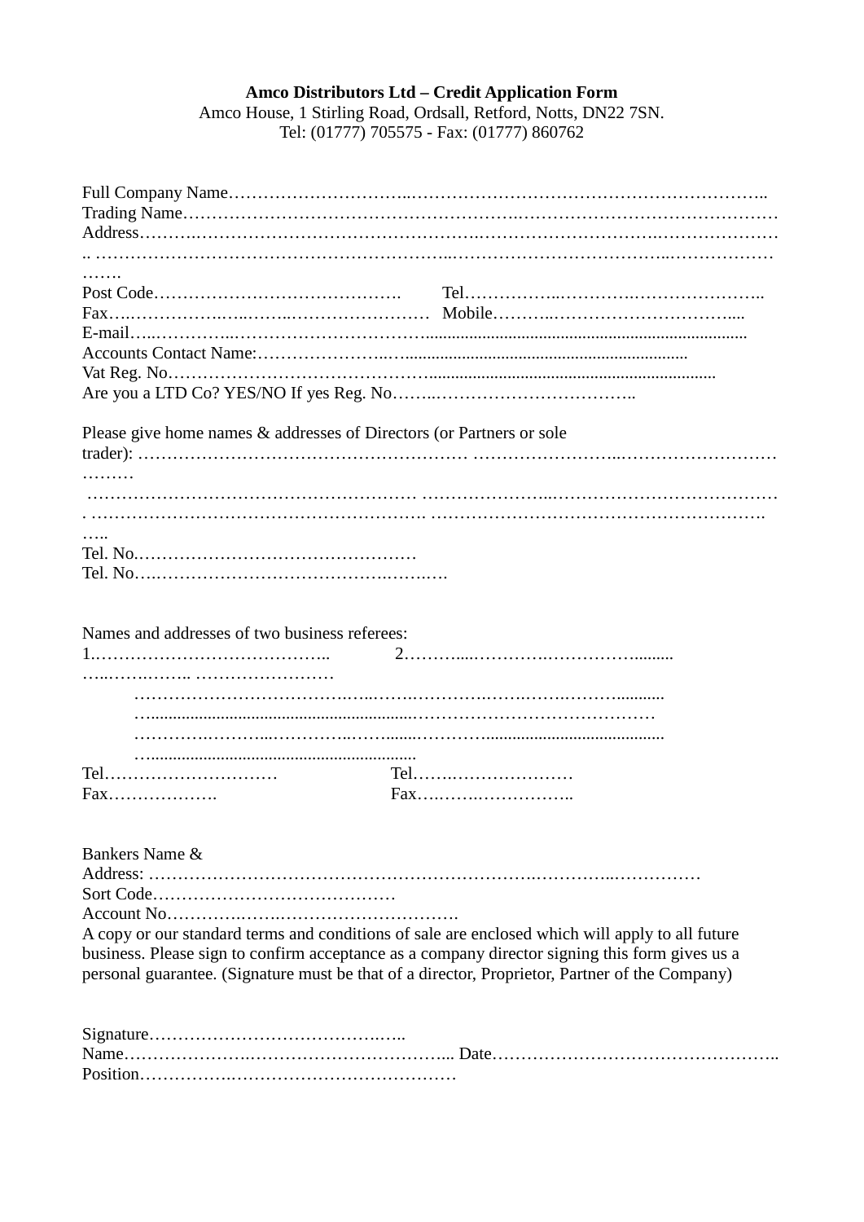**Amco Distributors Ltd – Credit Application Form**

Amco House, 1 Stirling Road, Ordsall, Retford, Notts, DN22 7SN.
Tel: (01777) 705575 - Fax: (01777) 860762

Full Company Name……………………………………………………………………………..
Trading Name………………………………………………………………………………………
Address……………………………………………………………………………………………
.. ……………………………………………………………………………………………………
…….

Post Code……………………………………. Tel…………………………………………..
Fax…………………………………………… Mobile………………………………………....
E-mail…………………………………………........................................................................
Accounts Contact Name:…………………….................................................................
Vat Reg. No……………………………………..................................................................
Are you a LTD Co? YES/NO If yes Reg. No……..……………………………..

Please give home names & addresses of Directors (or Partners or sole trader): ………………………………………………… ………………………………………………
………
 ………………………………………………… ………………………………………………
. ………………………………………………. ………………………………………………….
…..
Tel. No.…………………………………………
Tel. No……………………………………………….

Names and addresses of two business referees:

1.………………………………….. 2………...…………………………........
…..………….. ……………………
……………………………………………………………………………...........
…...........................................................……………………………………
……………………...…………….………......…………........................................
…..........................................................

Tel………………………… Tel……….…………………
Fax………………. Fax……………………….

Bankers Name &
Address: ……………………………………………………………………………………
Sort Code……………………………………
Account No…………………………………………….

A copy or our standard terms and conditions of sale are enclosed which will apply to all future business. Please sign to confirm acceptance as a company director signing this form gives us a personal guarantee. (Signature must be that of a director, Proprietor, Partner of the Company)

Signature…………………………………..…..
Name……………………………………………….... Date…………………………………………..
Position……………………………………………